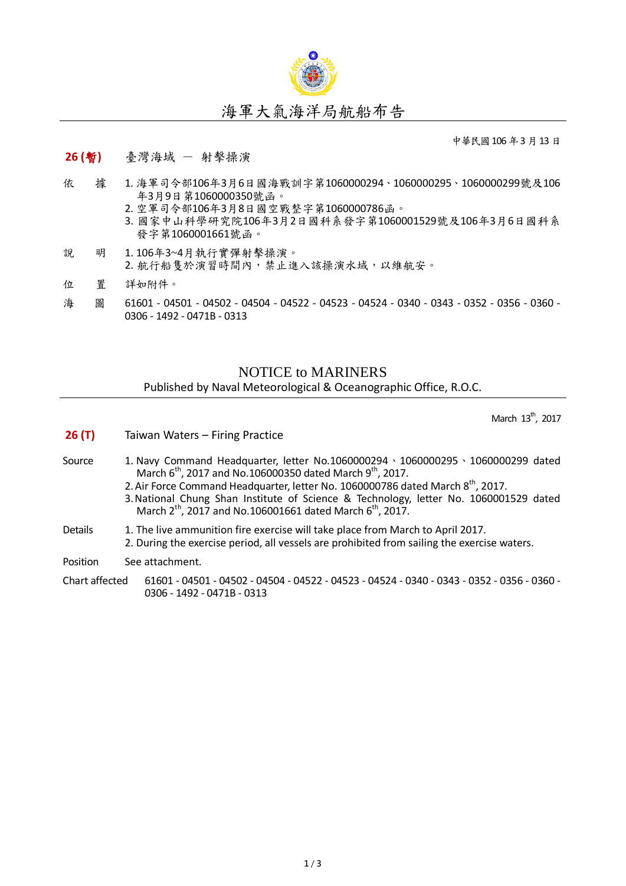# 海軍大氣海洋局航船布告

中華民國 106 年 3 月 13 日

**26 (暫)** 臺灣海域 － 射擊操演

依　據　1. 海軍司令部106年3月6日國海戰訓字第1060000294、1060000295、1060000299號及106年3月9日第1060000350號函。
2. 空軍司令部106年3月8日國空戰整字第1060000786函。
3. 國家中山科學研究院106年3月2日國科系發字第1060001529號及106年3月6日國科系發字第1060001661號函。

說　明　1. 106年3~4月執行實彈射擊操演。
2. 航行船隻於演習時間內，禁止進入該操演水域，以維航安。

位　置　詳如附件。

海　圖　61601 - 04501 - 04502 - 04504 - 04522 - 04523 - 04524 - 0340 - 0343 - 0352 - 0356 - 0360 - 0306 - 1492 - 0471B - 0313

# NOTICE to MARINERS

Published by Naval Meteorological & Oceanographic Office, R.O.C.

March 13th, 2017

**26 (T)** Taiwan Waters – Firing Practice

Source
1. Navy Command Headquarter, letter No.1060000294、1060000295、1060000299 dated March 6th, 2017 and No.106000350 dated March 9th, 2017.
2. Air Force Command Headquarter, letter No. 1060000786 dated March 8th, 2017.
3. National Chung Shan Institute of Science & Technology, letter No. 1060001529 dated March 2th, 2017 and No.106001661 dated March 6th, 2017.

Details
1. The live ammunition fire exercise will take place from March to April 2017.
2. During the exercise period, all vessels are prohibited from sailing the exercise waters.

Position　See attachment.

Chart affected　61601 - 04501 - 04502 - 04504 - 04522 - 04523 - 04524 - 0340 - 0343 - 0352 - 0356 - 0360 - 0306 - 1492 - 0471B - 0313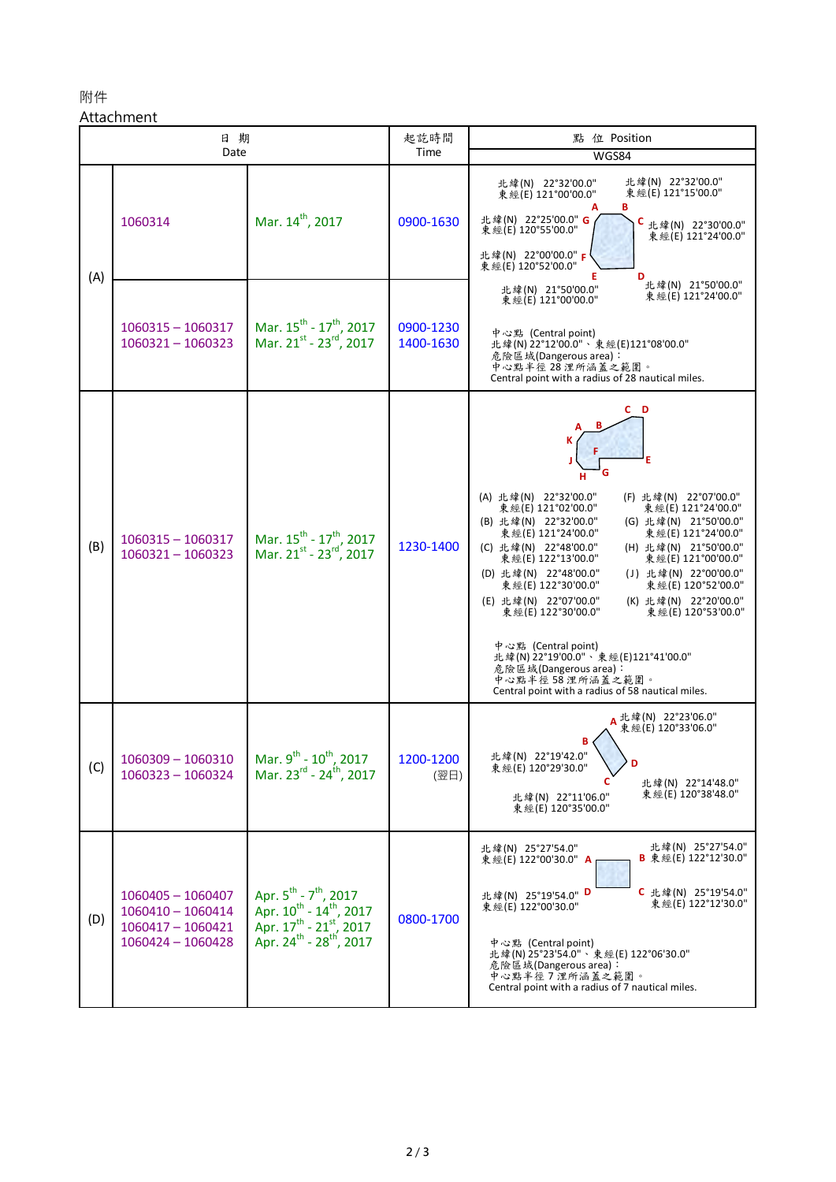附件

Attachment

| 日 期 Date | | | 起迄時間 Time | 點 位 Position WGS84 |
|---|---|---|---|---|
| (A) | 1060314 | Mar. 14th, 2017 | 0900-1630 | A 北緯(N) 22°32'00.0" 東經(E) 121°00'00.0"<br>B 北緯(N) 22°32'00.0" 東經(E) 121°15'00.0"<br>C 北緯(N) 22°30'00.0" 東經(E) 121°24'00.0"<br>D 北緯(N) 21°50'00.0" 東經(E) 121°24'00.0"<br>E 北緯(N) 21°50'00.0" 東經(E) 121°00'00.0"<br>F 北緯(N) 22°00'00.0" 東經(E) 120°52'00.0"<br>G 北緯(N) 22°25'00.0" 東經(E) 120°55'00.0"<br>中心點 (Central point)<br>北緯(N) 22°12'00.0"、東經(E)121°08'00.0"<br>危險區域(Dangerous area)：<br>中心點半徑 28 浬所涵蓋之範圍。<br>Central point with a radius of 28 nautical miles. |
| | 1060315 – 1060317<br>1060321 – 1060323 | Mar. 15th - 17th, 2017<br>Mar. 21st - 23rd, 2017 | 0900-1230<br>1400-1630 | |
| (B) | 1060315 – 1060317<br>1060321 – 1060323 | Mar. 15th - 17th, 2017<br>Mar. 21st - 23rd, 2017 | 1230-1400 | (A) 北緯(N) 22°32'00.0" 東經(E) 121°02'00.0"<br>(B) 北緯(N) 22°32'00.0" 東經(E) 121°24'00.0"<br>(C) 北緯(N) 22°48'00.0" 東經(E) 122°13'00.0"<br>(D) 北緯(N) 22°48'00.0" 東經(E) 122°30'00.0"<br>(E) 北緯(N) 22°07'00.0" 東經(E) 122°30'00.0"<br>(F) 北緯(N) 22°07'00.0" 東經(E) 121°24'00.0"<br>(G) 北緯(N) 21°50'00.0" 東經(E) 121°24'00.0"<br>(H) 北緯(N) 21°50'00.0" 東經(E) 121°00'00.0"<br>(J) 北緯(N) 22°00'00.0" 東經(E) 120°52'00.0"<br>(K) 北緯(N) 22°20'00.0" 東經(E) 120°53'00.0"<br>中心點 (Central point)<br>北緯(N) 22°19'00.0"、東經(E)121°41'00.0"<br>危險區域(Dangerous area)：<br>中心點半徑 58 浬所涵蓋之範圍。<br>Central point with a radius of 58 nautical miles. |
| (C) | 1060309 – 1060310<br>1060323 – 1060324 | Mar. 9th - 10th, 2017<br>Mar. 23rd - 24th, 2017 | 1200-1200<br>(翌日) | A 北緯(N) 22°23'06.0" 東經(E) 120°33'06.0"<br>B 北緯(N) 22°19'42.0" 東經(E) 120°29'30.0"<br>C 北緯(N) 22°11'06.0" 東經(E) 120°35'00.0"<br>D 北緯(N) 22°14'48.0" 東經(E) 120°38'48.0" |
| (D) | 1060405 – 1060407<br>1060410 – 1060414<br>1060417 – 1060421<br>1060424 – 1060428 | Apr. 5th - 7th, 2017<br>Apr. 10th - 14th, 2017<br>Apr. 17th - 21st, 2017<br>Apr. 24th - 28th, 2017 | 0800-1700 | A 北緯(N) 25°27'54.0" 東經(E) 122°00'30.0"<br>B 北緯(N) 25°27'54.0" 東經(E) 122°12'30.0"<br>C 北緯(N) 25°19'54.0" 東經(E) 122°12'30.0"<br>D 北緯(N) 25°19'54.0" 東經(E) 122°00'30.0"<br>中心點 (Central point)<br>北緯(N) 25°23'54.0"、東經(E) 122°06'30.0"<br>危險區域(Dangerous area)：<br>中心點半徑 7 浬所涵蓋之範圍。<br>Central point with a radius of 7 nautical miles. |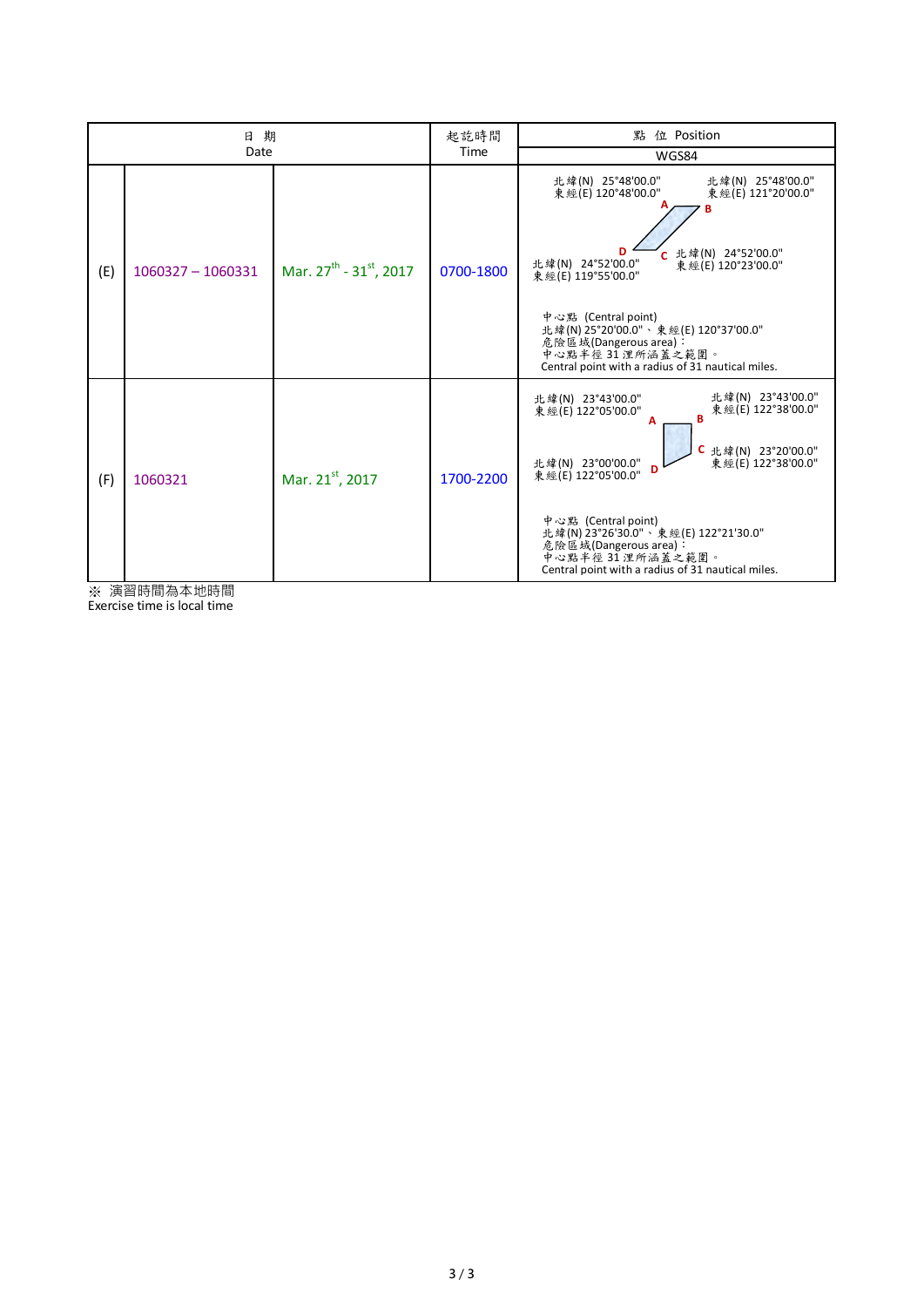| 日 期<br>Date | | | 起訖時間<br>Time | 點 位 Position<br>WGS84 |
|---|---|---|---|---|
| (E) | 1060327 – 1060331 | Mar. 27th - 31st, 2017 | 0700-1800 | A 北緯(N) 25°48'00.0" 東經(E) 120°48'00.0"<br>B 北緯(N) 25°48'00.0" 東經(E) 121°20'00.0"<br>C 北緯(N) 24°52'00.0" 東經(E) 120°23'00.0"<br>D 北緯(N) 24°52'00.0" 東經(E) 119°55'00.0"<br><br>中心點 (Central point)<br>北緯(N) 25°20'00.0"、東經(E) 120°37'00.0"<br>危險區域(Dangerous area)：<br>中心點半徑 31 浬所涵蓋之範圍。<br>Central point with a radius of 31 nautical miles. |
| (F) | 1060321 | Mar. 21st, 2017 | 1700-2200 | A 北緯(N) 23°43'00.0" 東經(E) 122°05'00.0"<br>B 北緯(N) 23°43'00.0" 東經(E) 122°38'00.0"<br>C 北緯(N) 23°20'00.0" 東經(E) 122°38'00.0"<br>D 北緯(N) 23°00'00.0" 東經(E) 122°05'00.0"<br><br>中心點 (Central point)<br>北緯(N) 23°26'30.0"、東經(E) 122°21'30.0"<br>危險區域(Dangerous area)：<br>中心點半徑 31 浬所涵蓋之範圍。<br>Central point with a radius of 31 nautical miles. |

※ 演習時間為本地時間
Exercise time is local time